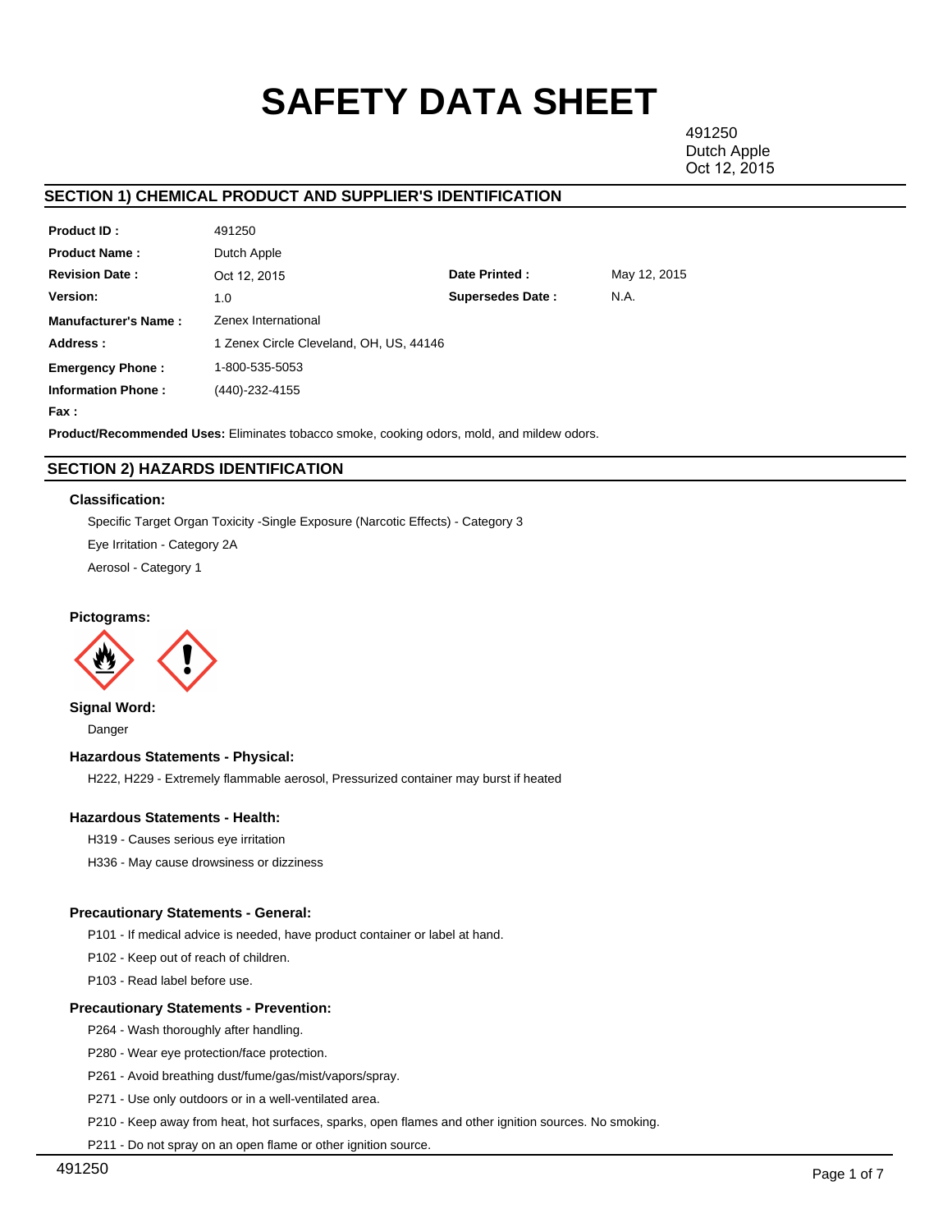# SAFETY DATA SHEET

491250
Dutch Apple
Oct 12, 2015

## SECTION 1) CHEMICAL PRODUCT AND SUPPLIER'S IDENTIFICATION

| | | | |
|---|---|---|---|
| **Product ID :** | 491250 | | |
| **Product Name :** | Dutch Apple | | |
| **Revision Date :** | Oct 12, 2015 | **Date Printed :** | May 12, 2015 |
| **Version:** | 1.0 | **Supersedes Date :** | N.A. |
| **Manufacturer's Name :** | Zenex International | | |
| **Address :** | 1 Zenex Circle Cleveland, OH, US, 44146 | | |
| **Emergency Phone :** | 1-800-535-5053 | | |
| **Information Phone :** | (440)-232-4155 | | |
| **Fax :** | | | |

**Product/Recommended Uses:** Eliminates tobacco smoke, cooking odors, mold, and mildew odors.

## SECTION 2) HAZARDS IDENTIFICATION

### Classification:

Specific Target Organ Toxicity -Single Exposure (Narcotic Effects) - Category 3

Eye Irritation - Category 2A

Aerosol - Category 1

### Pictograms:

### Signal Word:

Danger

### Hazardous Statements - Physical:

H222, H229 - Extremely flammable aerosol, Pressurized container may burst if heated

### Hazardous Statements - Health:

H319 - Causes serious eye irritation

H336 - May cause drowsiness or dizziness

### Precautionary Statements - General:

P101 - If medical advice is needed, have product container or label at hand.

P102 - Keep out of reach of children.

P103 - Read label before use.

### Precautionary Statements - Prevention:

P264 - Wash thoroughly after handling.

P280 - Wear eye protection/face protection.

P261 - Avoid breathing dust/fume/gas/mist/vapors/spray.

P271 - Use only outdoors or in a well-ventilated area.

P210 - Keep away from heat, hot surfaces, sparks, open flames and other ignition sources. No smoking.

P211 - Do not spray on an open flame or other ignition source.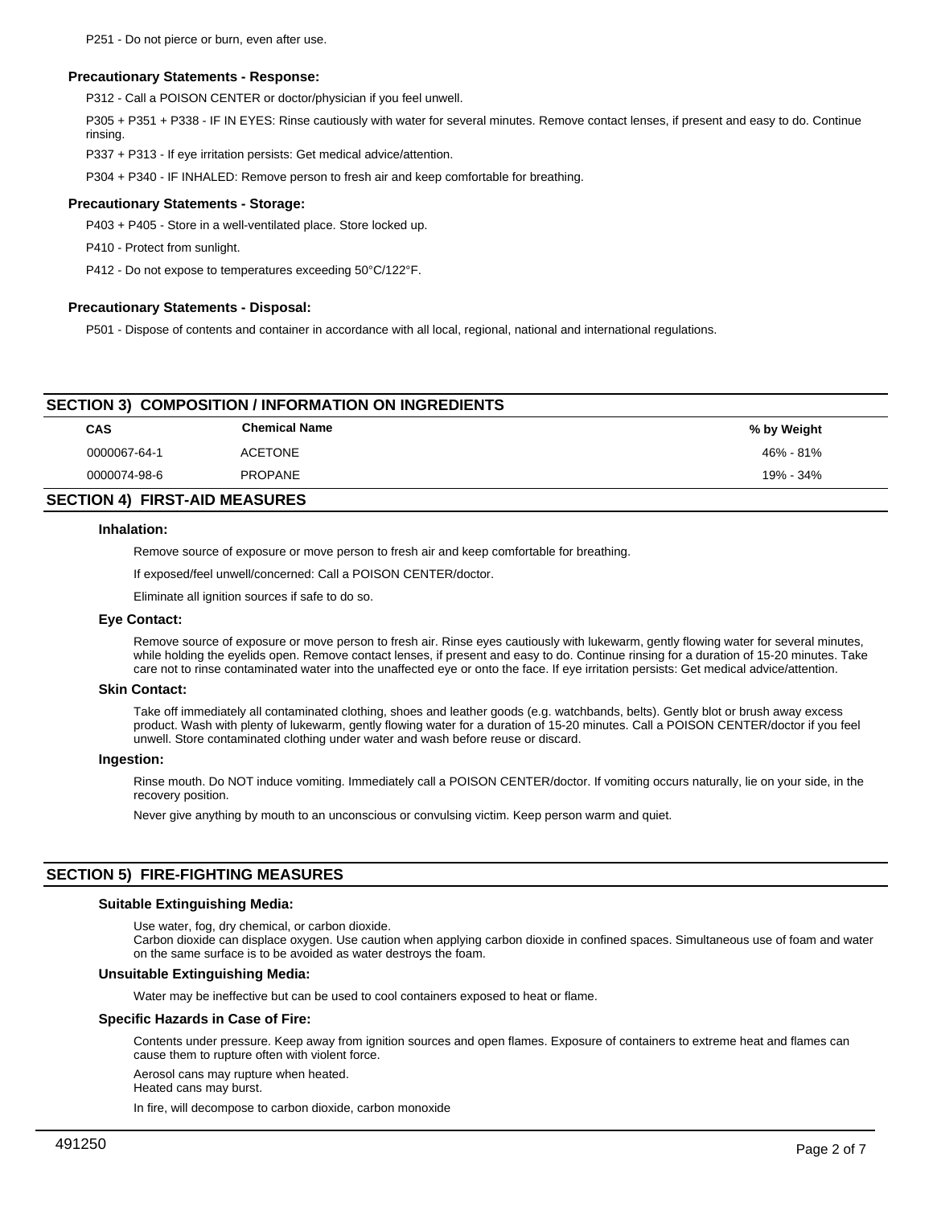P251 - Do not pierce or burn, even after use.

### Precautionary Statements - Response:

P312 - Call a POISON CENTER or doctor/physician if you feel unwell.

P305 + P351 + P338 - IF IN EYES: Rinse cautiously with water for several minutes. Remove contact lenses, if present and easy to do. Continue rinsing.

P337 + P313 - If eye irritation persists: Get medical advice/attention.

P304 + P340 - IF INHALED: Remove person to fresh air and keep comfortable for breathing.

### Precautionary Statements - Storage:

P403 + P405 - Store in a well-ventilated place. Store locked up.

P410 - Protect from sunlight.

P412 - Do not expose to temperatures exceeding 50°C/122°F.

### Precautionary Statements - Disposal:

P501 - Dispose of contents and container in accordance with all local, regional, national and international regulations.

## SECTION 3) COMPOSITION / INFORMATION ON INGREDIENTS

| CAS | Chemical Name | % by Weight |
|---|---|---|
| 0000067-64-1 | ACETONE | 46% - 81% |
| 0000074-98-6 | PROPANE | 19% - 34% |

## SECTION 4) FIRST-AID MEASURES

### Inhalation:

Remove source of exposure or move person to fresh air and keep comfortable for breathing.

If exposed/feel unwell/concerned: Call a POISON CENTER/doctor.

Eliminate all ignition sources if safe to do so.

### Eye Contact:

Remove source of exposure or move person to fresh air. Rinse eyes cautiously with lukewarm, gently flowing water for several minutes, while holding the eyelids open. Remove contact lenses, if present and easy to do. Continue rinsing for a duration of 15-20 minutes. Take care not to rinse contaminated water into the unaffected eye or onto the face. If eye irritation persists: Get medical advice/attention.

### Skin Contact:

Take off immediately all contaminated clothing, shoes and leather goods (e.g. watchbands, belts). Gently blot or brush away excess product. Wash with plenty of lukewarm, gently flowing water for a duration of 15-20 minutes. Call a POISON CENTER/doctor if you feel unwell. Store contaminated clothing under water and wash before reuse or discard.

### Ingestion:

Rinse mouth. Do NOT induce vomiting. Immediately call a POISON CENTER/doctor. If vomiting occurs naturally, lie on your side, in the recovery position.

Never give anything by mouth to an unconscious or convulsing victim. Keep person warm and quiet.

## SECTION 5) FIRE-FIGHTING MEASURES

### Suitable Extinguishing Media:

Use water, fog, dry chemical, or carbon dioxide.
Carbon dioxide can displace oxygen. Use caution when applying carbon dioxide in confined spaces. Simultaneous use of foam and water on the same surface is to be avoided as water destroys the foam.

### Unsuitable Extinguishing Media:

Water may be ineffective but can be used to cool containers exposed to heat or flame.

### Specific Hazards in Case of Fire:

Contents under pressure. Keep away from ignition sources and open flames. Exposure of containers to extreme heat and flames can cause them to rupture often with violent force.

Aerosol cans may rupture when heated.
Heated cans may burst.

In fire, will decompose to carbon dioxide, carbon monoxide

491250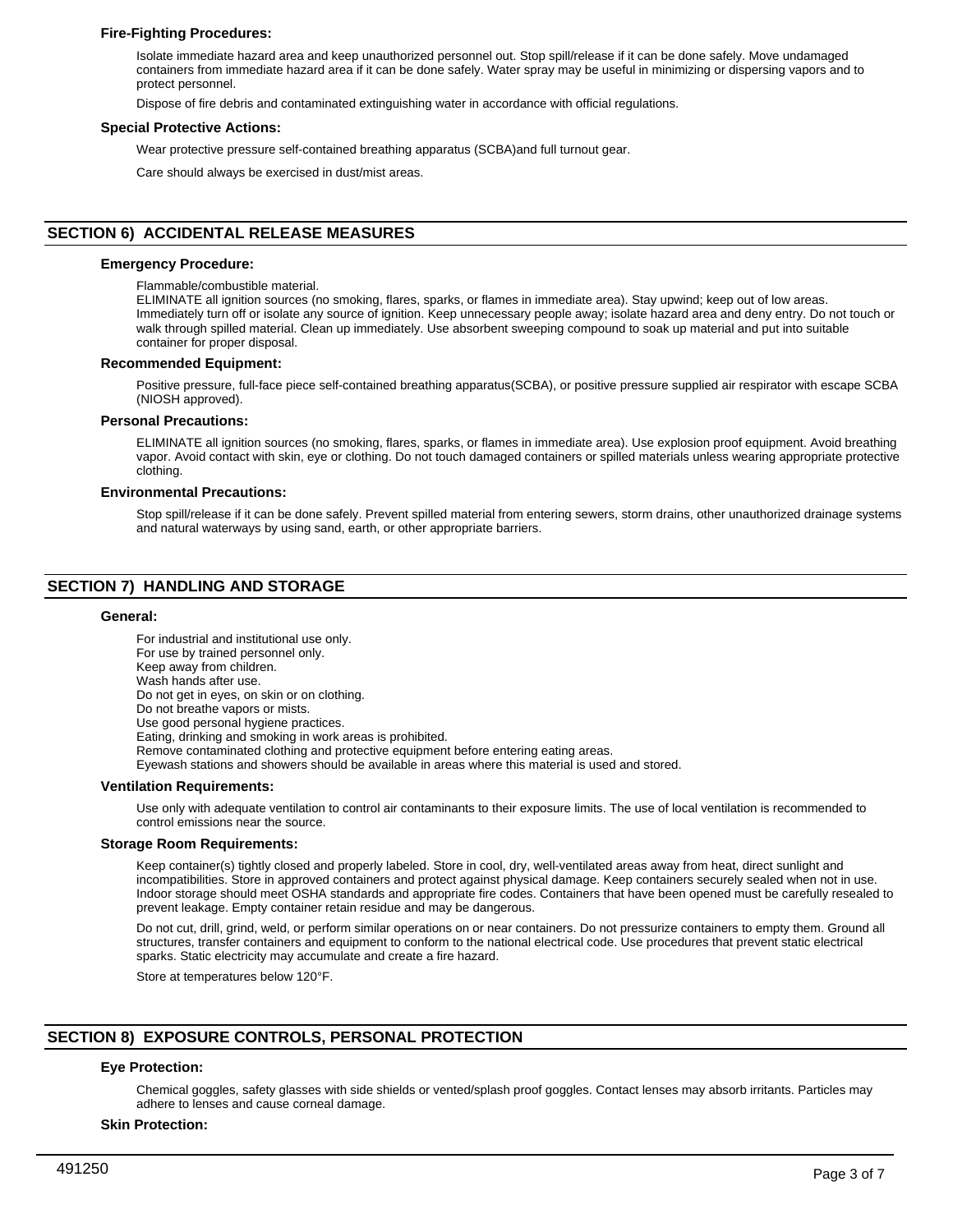### Fire-Fighting Procedures:

Isolate immediate hazard area and keep unauthorized personnel out. Stop spill/release if it can be done safely. Move undamaged containers from immediate hazard area if it can be done safely. Water spray may be useful in minimizing or dispersing vapors and to protect personnel.

Dispose of fire debris and contaminated extinguishing water in accordance with official regulations.

### Special Protective Actions:

Wear protective pressure self-contained breathing apparatus (SCBA)and full turnout gear.

Care should always be exercised in dust/mist areas.

## SECTION 6) ACCIDENTAL RELEASE MEASURES

### Emergency Procedure:

Flammable/combustible material.
ELIMINATE all ignition sources (no smoking, flares, sparks, or flames in immediate area). Stay upwind; keep out of low areas. Immediately turn off or isolate any source of ignition. Keep unnecessary people away; isolate hazard area and deny entry. Do not touch or walk through spilled material. Clean up immediately. Use absorbent sweeping compound to soak up material and put into suitable container for proper disposal.

### Recommended Equipment:

Positive pressure, full-face piece self-contained breathing apparatus(SCBA), or positive pressure supplied air respirator with escape SCBA (NIOSH approved).

### Personal Precautions:

ELIMINATE all ignition sources (no smoking, flares, sparks, or flames in immediate area). Use explosion proof equipment. Avoid breathing vapor. Avoid contact with skin, eye or clothing. Do not touch damaged containers or spilled materials unless wearing appropriate protective clothing.

### Environmental Precautions:

Stop spill/release if it can be done safely. Prevent spilled material from entering sewers, storm drains, other unauthorized drainage systems and natural waterways by using sand, earth, or other appropriate barriers.

## SECTION 7) HANDLING AND STORAGE

### General:

For industrial and institutional use only.
For use by trained personnel only.
Keep away from children.
Wash hands after use.
Do not get in eyes, on skin or on clothing.
Do not breathe vapors or mists.
Use good personal hygiene practices.
Eating, drinking and smoking in work areas is prohibited.
Remove contaminated clothing and protective equipment before entering eating areas.
Eyewash stations and showers should be available in areas where this material is used and stored.

### Ventilation Requirements:

Use only with adequate ventilation to control air contaminants to their exposure limits. The use of local ventilation is recommended to control emissions near the source.

### Storage Room Requirements:

Keep container(s) tightly closed and properly labeled. Store in cool, dry, well-ventilated areas away from heat, direct sunlight and incompatibilities. Store in approved containers and protect against physical damage. Keep containers securely sealed when not in use. Indoor storage should meet OSHA standards and appropriate fire codes. Containers that have been opened must be carefully resealed to prevent leakage. Empty container retain residue and may be dangerous.

Do not cut, drill, grind, weld, or perform similar operations on or near containers. Do not pressurize containers to empty them. Ground all structures, transfer containers and equipment to conform to the national electrical code. Use procedures that prevent static electrical sparks. Static electricity may accumulate and create a fire hazard.

Store at temperatures below 120°F.

## SECTION 8) EXPOSURE CONTROLS, PERSONAL PROTECTION

### Eye Protection:

Chemical goggles, safety glasses with side shields or vented/splash proof goggles. Contact lenses may absorb irritants. Particles may adhere to lenses and cause corneal damage.

### Skin Protection: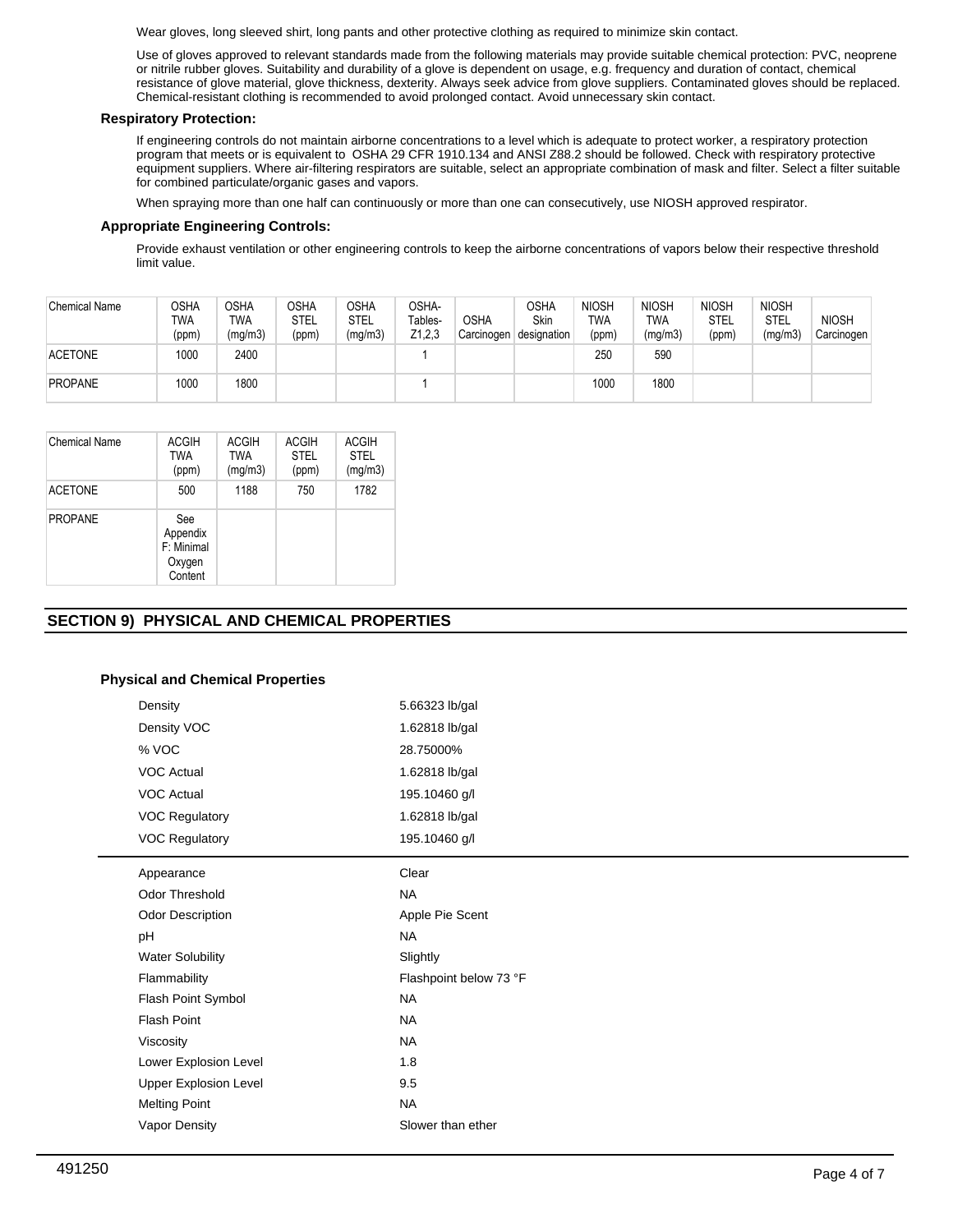Wear gloves, long sleeved shirt, long pants and other protective clothing as required to minimize skin contact.

Use of gloves approved to relevant standards made from the following materials may provide suitable chemical protection: PVC, neoprene or nitrile rubber gloves. Suitability and durability of a glove is dependent on usage, e.g. frequency and duration of contact, chemical resistance of glove material, glove thickness, dexterity. Always seek advice from glove suppliers. Contaminated gloves should be replaced. Chemical-resistant clothing is recommended to avoid prolonged contact. Avoid unnecessary skin contact.

### Respiratory Protection:

If engineering controls do not maintain airborne concentrations to a level which is adequate to protect worker, a respiratory protection program that meets or is equivalent to OSHA 29 CFR 1910.134 and ANSI Z88.2 should be followed. Check with respiratory protective equipment suppliers. Where air-filtering respirators are suitable, select an appropriate combination of mask and filter. Select a filter suitable for combined particulate/organic gases and vapors.

When spraying more than one half can continuously or more than one can consecutively, use NIOSH approved respirator.

### Appropriate Engineering Controls:

Provide exhaust ventilation or other engineering controls to keep the airborne concentrations of vapors below their respective threshold limit value.

| Chemical Name | OSHA TWA (ppm) | OSHA TWA (mg/m3) | OSHA STEL (ppm) | OSHA STEL (mg/m3) | OSHA-Tables-Z1,2,3 | OSHA Carcinogen | OSHA Skin designation | NIOSH TWA (ppm) | NIOSH TWA (mg/m3) | NIOSH STEL (ppm) | NIOSH STEL (mg/m3) | NIOSH Carcinogen |
|---|---|---|---|---|---|---|---|---|---|---|---|---|
| ACETONE | 1000 | 2400 | | | 1 | | | 250 | 590 | | | |
| PROPANE | 1000 | 1800 | | | 1 | | | 1000 | 1800 | | | |

| Chemical Name | ACGIH TWA (ppm) | ACGIH TWA (mg/m3) | ACGIH STEL (ppm) | ACGIH STEL (mg/m3) |
|---|---|---|---|---|
| ACETONE | 500 | 1188 | 750 | 1782 |
| PROPANE | See Appendix F: Minimal Oxygen Content | | | |

## SECTION 9) PHYSICAL AND CHEMICAL PROPERTIES

### Physical and Chemical Properties

| | |
|---|---|
| Density | 5.66323 lb/gal |
| Density VOC | 1.62818 lb/gal |
| % VOC | 28.75000% |
| VOC Actual | 1.62818 lb/gal |
| VOC Actual | 195.10460 g/l |
| VOC Regulatory | 1.62818 lb/gal |
| VOC Regulatory | 195.10460 g/l |

| | |
|---|---|
| Appearance | Clear |
| Odor Threshold | NA |
| Odor Description | Apple Pie Scent |
| pH | NA |
| Water Solubility | Slightly |
| Flammability | Flashpoint below 73 °F |
| Flash Point Symbol | NA |
| Flash Point | NA |
| Viscosity | NA |
| Lower Explosion Level | 1.8 |
| Upper Explosion Level | 9.5 |
| Melting Point | NA |
| Vapor Density | Slower than ether |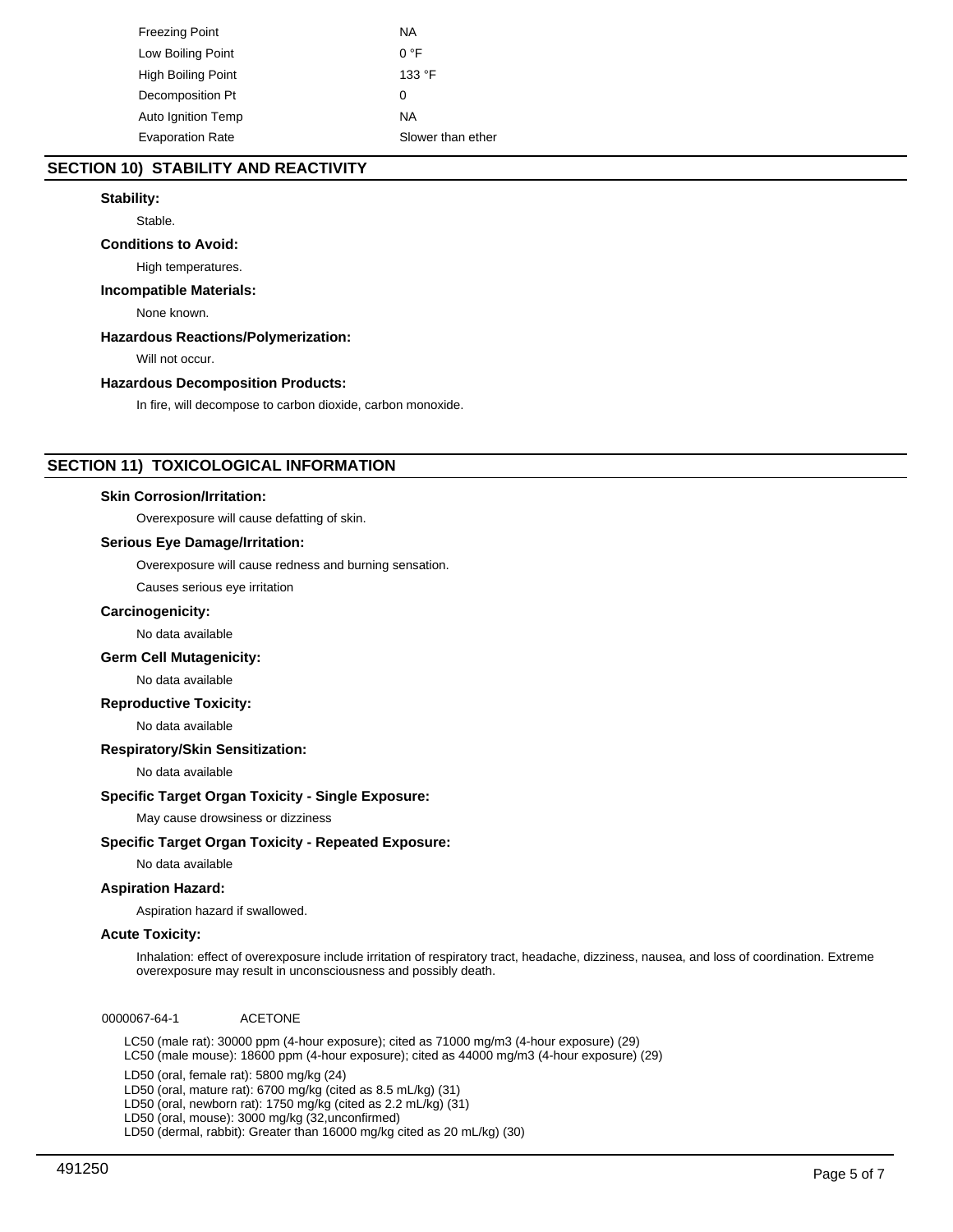| | |
|---|---|
| Freezing Point | NA |
| Low Boiling Point | 0 °F |
| High Boiling Point | 133 °F |
| Decomposition Pt | 0 |
| Auto Ignition Temp | NA |
| Evaporation Rate | Slower than ether |

## SECTION 10) STABILITY AND REACTIVITY

**Stability:**

Stable.

**Conditions to Avoid:**

High temperatures.

**Incompatible Materials:**

None known.

**Hazardous Reactions/Polymerization:**

Will not occur.

**Hazardous Decomposition Products:**

In fire, will decompose to carbon dioxide, carbon monoxide.

## SECTION 11) TOXICOLOGICAL INFORMATION

**Skin Corrosion/Irritation:**

Overexposure will cause defatting of skin.

**Serious Eye Damage/Irritation:**

Overexposure will cause redness and burning sensation.

Causes serious eye irritation

**Carcinogenicity:**

No data available

**Germ Cell Mutagenicity:**

No data available

**Reproductive Toxicity:**

No data available

**Respiratory/Skin Sensitization:**

No data available

**Specific Target Organ Toxicity - Single Exposure:**

May cause drowsiness or dizziness

**Specific Target Organ Toxicity - Repeated Exposure:**

No data available

**Aspiration Hazard:**

Aspiration hazard if swallowed.

**Acute Toxicity:**

Inhalation: effect of overexposure include irritation of respiratory tract, headache, dizziness, nausea, and loss of coordination. Extreme overexposure may result in unconsciousness and possibly death.

0000067-64-1 ACETONE

LC50 (male rat): 30000 ppm (4-hour exposure); cited as 71000 mg/m3 (4-hour exposure) (29)
LC50 (male mouse): 18600 ppm (4-hour exposure); cited as 44000 mg/m3 (4-hour exposure) (29)

LD50 (oral, female rat): 5800 mg/kg (24)
LD50 (oral, mature rat): 6700 mg/kg (cited as 8.5 mL/kg) (31)
LD50 (oral, newborn rat): 1750 mg/kg (cited as 2.2 mL/kg) (31)
LD50 (oral, mouse): 3000 mg/kg (32,unconfirmed)
LD50 (dermal, rabbit): Greater than 16000 mg/kg cited as 20 mL/kg) (30)

491250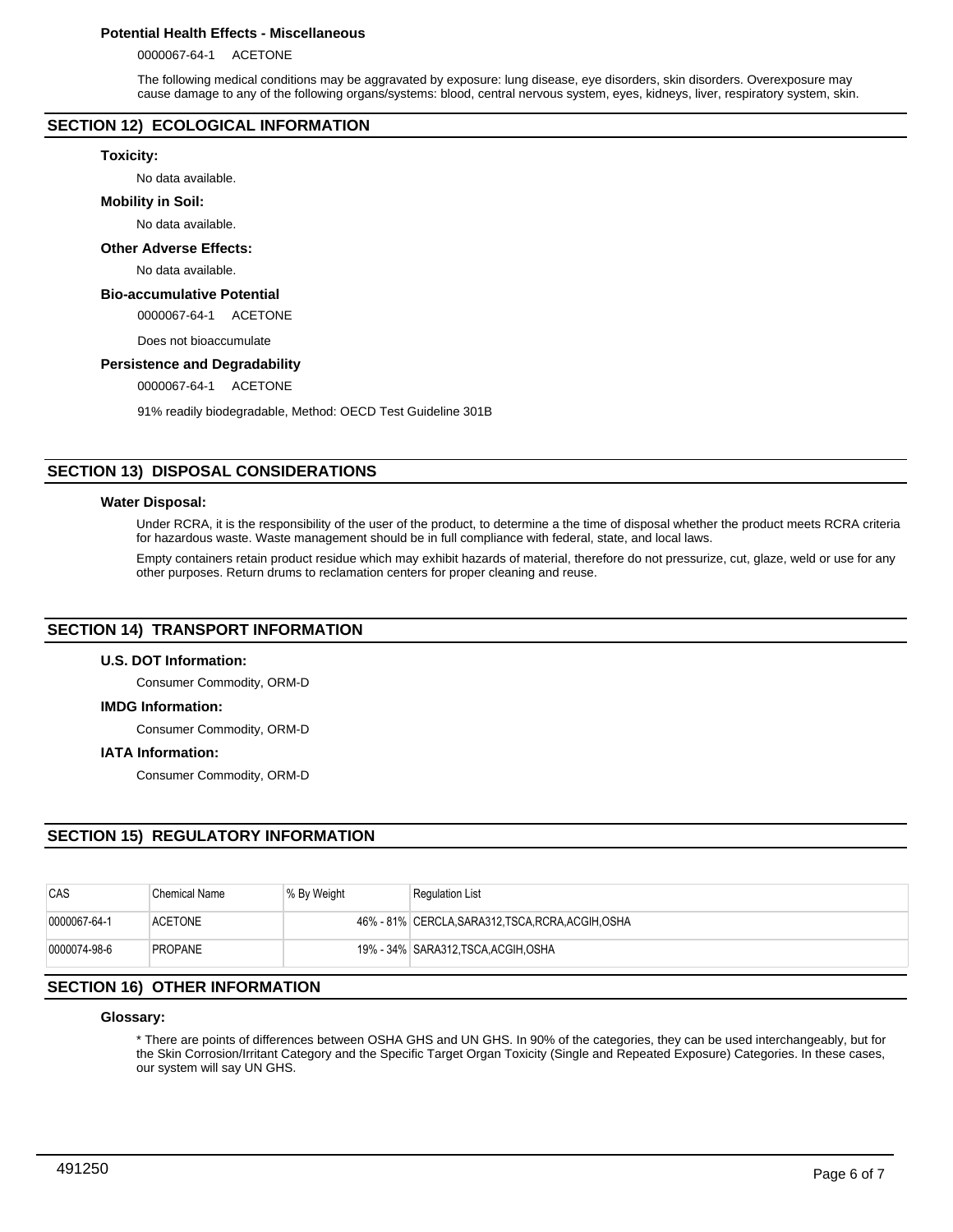### Potential Health Effects - Miscellaneous

0000067-64-1 ACETONE

The following medical conditions may be aggravated by exposure: lung disease, eye disorders, skin disorders. Overexposure may cause damage to any of the following organs/systems: blood, central nervous system, eyes, kidneys, liver, respiratory system, skin.

## SECTION 12) ECOLOGICAL INFORMATION

### Toxicity:

No data available.

### Mobility in Soil:

No data available.

### Other Adverse Effects:

No data available.

### Bio-accumulative Potential

0000067-64-1 ACETONE

Does not bioaccumulate

### Persistence and Degradability

0000067-64-1 ACETONE

91% readily biodegradable, Method: OECD Test Guideline 301B

## SECTION 13) DISPOSAL CONSIDERATIONS

### Water Disposal:

Under RCRA, it is the responsibility of the user of the product, to determine a the time of disposal whether the product meets RCRA criteria for hazardous waste. Waste management should be in full compliance with federal, state, and local laws.

Empty containers retain product residue which may exhibit hazards of material, therefore do not pressurize, cut, glaze, weld or use for any other purposes. Return drums to reclamation centers for proper cleaning and reuse.

## SECTION 14) TRANSPORT INFORMATION

### U.S. DOT Information:

Consumer Commodity, ORM-D

### IMDG Information:

Consumer Commodity, ORM-D

### IATA Information:

Consumer Commodity, ORM-D

## SECTION 15) REGULATORY INFORMATION

| CAS | Chemical Name | % By Weight | Regulation List |
|---|---|---|---|
| 0000067-64-1 | ACETONE | 46% - 81% | CERCLA,SARA312,TSCA,RCRA,ACGIH,OSHA |
| 0000074-98-6 | PROPANE | 19% - 34% | SARA312,TSCA,ACGIH,OSHA |

## SECTION 16) OTHER INFORMATION

### Glossary:

* There are points of differences between OSHA GHS and UN GHS. In 90% of the categories, they can be used interchangeably, but for the Skin Corrosion/Irritant Category and the Specific Target Organ Toxicity (Single and Repeated Exposure) Categories. In these cases, our system will say UN GHS.

491250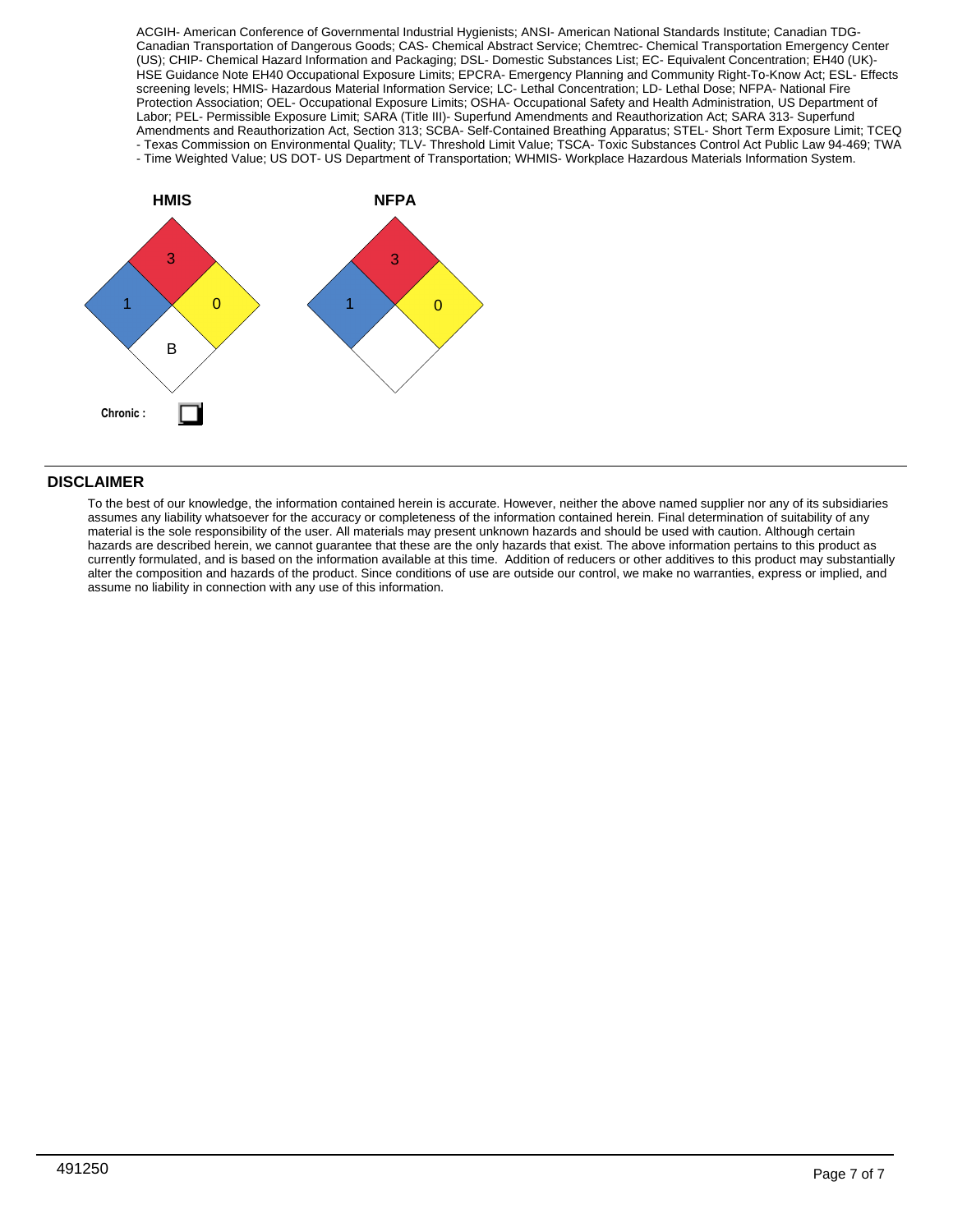ACGIH- American Conference of Governmental Industrial Hygienists; ANSI- American National Standards Institute; Canadian TDG- Canadian Transportation of Dangerous Goods; CAS- Chemical Abstract Service; Chemtrec- Chemical Transportation Emergency Center (US); CHIP- Chemical Hazard Information and Packaging; DSL- Domestic Substances List; EC- Equivalent Concentration; EH40 (UK)- HSE Guidance Note EH40 Occupational Exposure Limits; EPCRA- Emergency Planning and Community Right-To-Know Act; ESL- Effects screening levels; HMIS- Hazardous Material Information Service; LC- Lethal Concentration; LD- Lethal Dose; NFPA- National Fire Protection Association; OEL- Occupational Exposure Limits; OSHA- Occupational Safety and Health Administration, US Department of Labor; PEL- Permissible Exposure Limit; SARA (Title III)- Superfund Amendments and Reauthorization Act; SARA 313- Superfund Amendments and Reauthorization Act, Section 313; SCBA- Self-Contained Breathing Apparatus; STEL- Short Term Exposure Limit; TCEQ - Texas Commission on Environmental Quality; TLV- Threshold Limit Value; TSCA- Toxic Substances Control Act Public Law 94-469; TWA - Time Weighted Value; US DOT- US Department of Transportation; WHMIS- Workplace Hazardous Materials Information System.

**HMIS**

3

1

0

B

Chronic :

**NFPA**

3

1

0

## DISCLAIMER

To the best of our knowledge, the information contained herein is accurate. However, neither the above named supplier nor any of its subsidiaries assumes any liability whatsoever for the accuracy or completeness of the information contained herein. Final determination of suitability of any material is the sole responsibility of the user. All materials may present unknown hazards and should be used with caution. Although certain hazards are described herein, we cannot guarantee that these are the only hazards that exist. The above information pertains to this product as currently formulated, and is based on the information available at this time. Addition of reducers or other additives to this product may substantially alter the composition and hazards of the product. Since conditions of use are outside our control, we make no warranties, express or implied, and assume no liability in connection with any use of this information.

491250